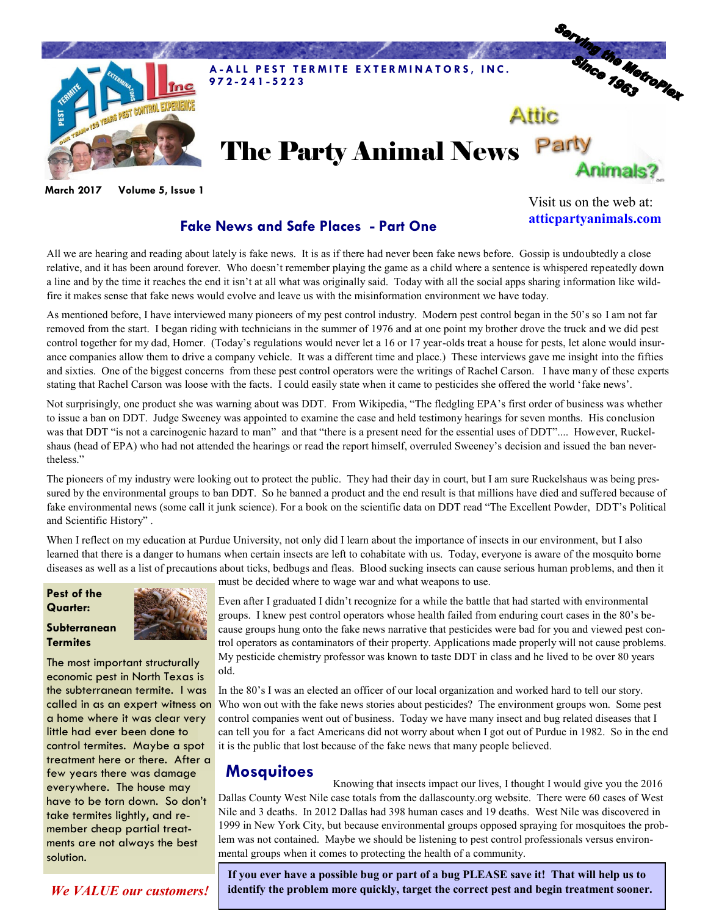A-ALL PEST TERMITE EXTERMINATORS, INC.
972-241-5223

Serving the MetroPlex Since 1963

# The Party Animal News

Attic Party Animals?

March 2017 Volume 5, Issue 1

Visit us on the web at: **atticpartyanimals.com**

## Fake News and Safe Places - Part One

All we are hearing and reading about lately is fake news. It is as if there had never been fake news before. Gossip is undoubtedly a close relative, and it has been around forever. Who doesn't remember playing the game as a child where a sentence is whispered repeatedly down a line and by the time it reaches the end it isn't at all what was originally said. Today with all the social apps sharing information like wildfire it makes sense that fake news would evolve and leave us with the misinformation environment we have today.

As mentioned before, I have interviewed many pioneers of my pest control industry. Modern pest control began in the 50's so I am not far removed from the start. I began riding with technicians in the summer of 1976 and at one point my brother drove the truck and we did pest control together for my dad, Homer. (Today's regulations would never let a 16 or 17 year-olds treat a house for pests, let alone would insurance companies allow them to drive a company vehicle. It was a different time and place.) These interviews gave me insight into the fifties and sixties. One of the biggest concerns from these pest control operators were the writings of Rachel Carson. I have many of these experts stating that Rachel Carson was loose with the facts. I could easily state when it came to pesticides she offered the world 'fake news'.

Not surprisingly, one product she was warning about was DDT. From Wikipedia, "The fledgling EPA's first order of business was whether to issue a ban on DDT. Judge Sweeney was appointed to examine the case and held testimony hearings for seven months. His conclusion was that DDT "is not a carcinogenic hazard to man" and that "there is a present need for the essential uses of DDT".... However, Ruckelshaus (head of EPA) who had not attended the hearings or read the report himself, overruled Sweeney's decision and issued the ban nevertheless."

The pioneers of my industry were looking out to protect the public. They had their day in court, but I am sure Ruckelshaus was being pressured by the environmental groups to ban DDT. So he banned a product and the end result is that millions have died and suffered because of fake environmental news (some call it junk science). For a book on the scientific data on DDT read "The Excellent Powder, DDT's Political and Scientific History" .

When I reflect on my education at Purdue University, not only did I learn about the importance of insects in our environment, but I also learned that there is a danger to humans when certain insects are left to cohabitate with us. Today, everyone is aware of the mosquito borne diseases as well as a list of precautions about ticks, bedbugs and fleas. Blood sucking insects can cause serious human problems, and then it must be decided where to wage war and what weapons to use.

Even after I graduated I didn't recognize for a while the battle that had started with environmental groups. I knew pest control operators whose health failed from enduring court cases in the 80's because groups hung onto the fake news narrative that pesticides were bad for you and viewed pest control operators as contaminators of their property. Applications made properly will not cause problems. My pesticide chemistry professor was known to taste DDT in class and he lived to be over 80 years old.

In the 80's I was an elected an officer of our local organization and worked hard to tell our story. Who won out with the fake news stories about pesticides? The environmental groups won. Some pest control companies went out of business. Today we have many insect and bug related diseases that I can tell you for a fact Americans did not worry about when I got out of Purdue in 1982. So in the end it is the public that lost because of the fake news that many people believed.

## Mosquitoes

Knowing that insects impact our lives, I thought I would give you the 2016 Dallas County West Nile case totals from the dallascounty.org website. There were 60 cases of West Nile and 3 deaths. In 2012 Dallas had 398 human cases and 19 deaths. West Nile was discovered in 1999 in New York City, but because environmental groups opposed spraying for mosquitoes the problem was not contained. Maybe we should be listening to pest control professionals versus environmental groups when it comes to protecting the health of a community.

**If you ever have a possible bug or part of a bug PLEASE save it! That will help us to identify the problem more quickly, target the correct pest and begin treatment sooner.**

### Pest of the Quarter: Subterranean Termites

The most important structurally economic pest in North Texas is the subterranean termite. I was called in as an expert witness on a home where it was clear very little had ever been done to control termites. Maybe a spot treatment here or there. After a few years there was damage everywhere. The house may have to be torn down. So don't take termites lightly, and remember cheap partial treatments are not always the best solution.

***We VALUE our customers!***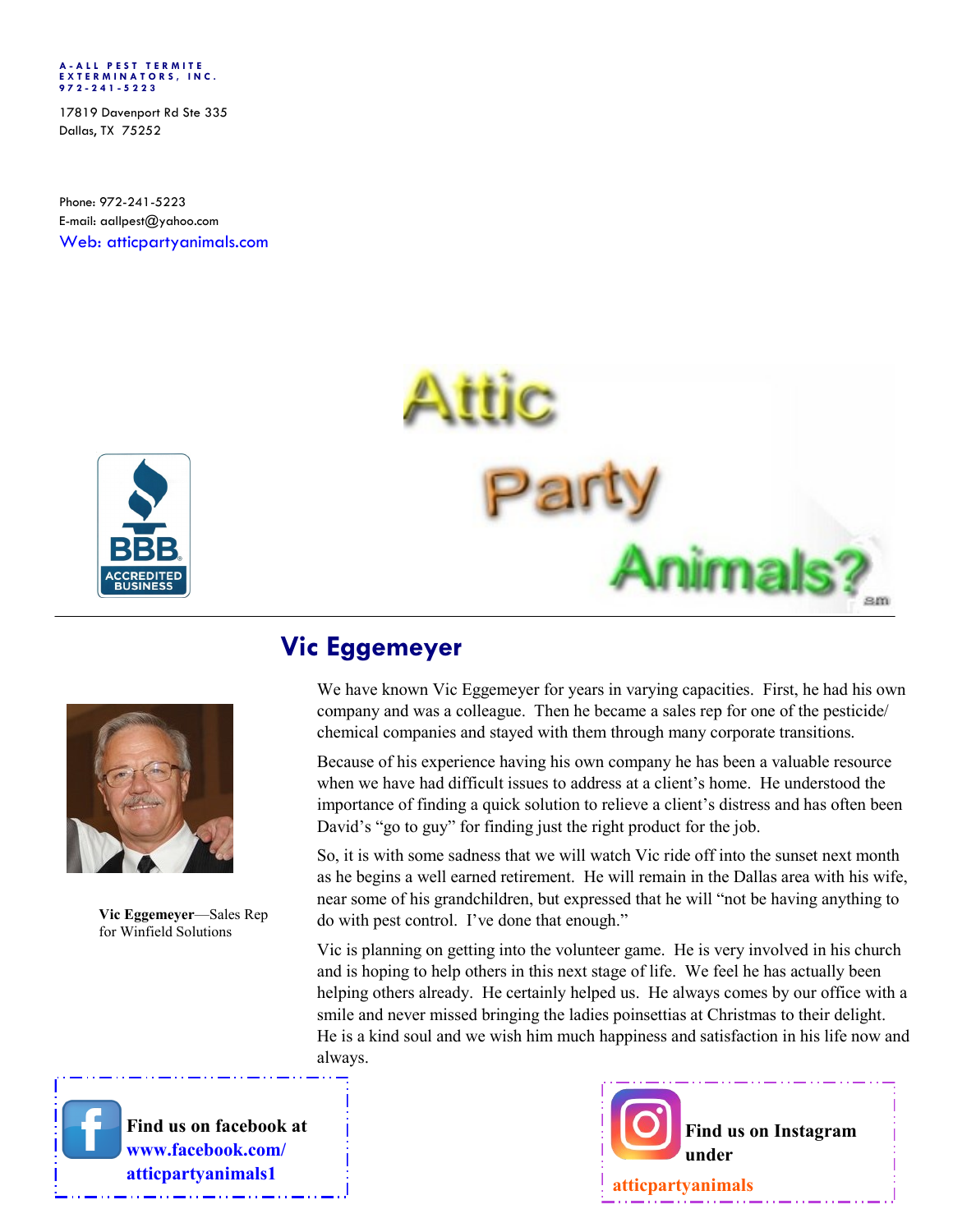A-ALL PEST TERMITE EXTERMINATORS, INC.
972-241-5223

17819 Davenport Rd Ste 335
Dallas, TX 75252

Phone: 972-241-5223
E-mail: aallpest@yahoo.com
Web: atticpartyanimals.com

Attic Party Animals?

## Vic Eggemeyer

We have known Vic Eggemeyer for years in varying capacities. First, he had his own company and was a colleague. Then he became a sales rep for one of the pesticide/chemical companies and stayed with them through many corporate transitions.

Because of his experience having his own company he has been a valuable resource when we have had difficult issues to address at a client's home. He understood the importance of finding a quick solution to relieve a client's distress and has often been David's "go to guy" for finding just the right product for the job.

So, it is with some sadness that we will watch Vic ride off into the sunset next month as he begins a well earned retirement. He will remain in the Dallas area with his wife, near some of his grandchildren, but expressed that he will "not be having anything to do with pest control. I've done that enough."

Vic is planning on getting into the volunteer game. He is very involved in his church and is hoping to help others in this next stage of life. We feel he has actually been helping others already. He certainly helped us. He always comes by our office with a smile and never missed bringing the ladies poinsettias at Christmas to their delight. He is a kind soul and we wish him much happiness and satisfaction in his life now and always.

**Vic Eggemeyer**—Sales Rep for Winfield Solutions

**Find us on facebook at www.facebook.com/atticpartyanimals1**

**Find us on Instagram under atticpartyanimals**